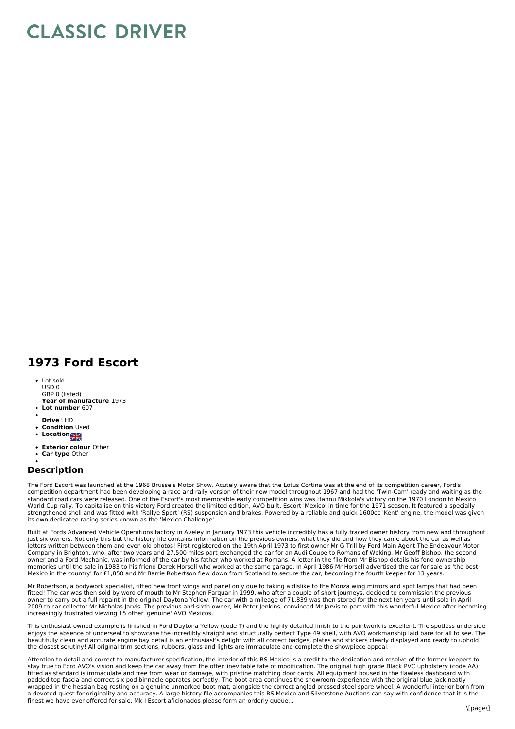# CLASSIC DRIVER

## 1973 Ford Escort

- Lot sold
  USD 0
  GBP 0 (listed)
  **Year of manufacture** 1973
- **Lot number** 607
- 
  **Drive** LHD
- **Condition** Used
- **Location**
- **Exterior colour** Other
- **Car type** Other
- 

## Description

The Ford Escort was launched at the 1968 Brussels Motor Show. Acutely aware that the Lotus Cortina was at the end of its competition career, Ford's competition department had been developing a race and rally version of their new model throughout 1967 and had the 'Twin-Cam' ready and waiting as the standard road cars were released. One of the Escort's most memorable early competition wins was Hannu Mikkola's victory on the 1970 London to Mexico World Cup rally. To capitalise on this victory Ford created the limited edition, AVO built, Escort 'Mexico' in time for the 1971 season. It featured a specially strengthened shell and was fitted with 'Rallye Sport' (RS) suspension and brakes. Powered by a reliable and quick 1600cc 'Kent' engine, the model was given its own dedicated racing series known as the 'Mexico Challenge'.

Built at Fords Advanced Vehicle Operations factory in Aveley in January 1973 this vehicle incredibly has a fully traced owner history from new and throughout just six owners. Not only this but the history file contains information on the previous owners, what they did and how they came about the car as well as letters written between them and even old photos! First registered on the 19th April 1973 to first owner Mr G Trill by Ford Main Agent The Endeavour Motor Company in Brighton, who, after two years and 27,500 miles part exchanged the car for an Audi Coupe to Romans of Woking. Mr Geoff Bishop, the second owner and a Ford Mechanic, was informed of the car by his father who worked at Romans. A letter in the file from Mr Bishop details his fond ownership memories until the sale in 1983 to his friend Derek Horsell who worked at the same garage. In April 1986 Mr Horsell advertised the car for sale as 'the best Mexico in the country' for £1,850 and Mr Barrie Robertson flew down from Scotland to secure the car, becoming the fourth keeper for 13 years.

Mr Robertson, a bodywork specialist, fitted new front wings and panel only due to taking a dislike to the Monza wing mirrors and spot lamps that had been fitted! The car was then sold by word of mouth to Mr Stephen Farquar in 1999, who after a couple of short journeys, decided to commission the previous owner to carry out a full repaint in the original Daytona Yellow. The car with a mileage of 71,839 was then stored for the next ten years until sold in April 2009 to car collector Mr Nicholas Jarvis. The previous and sixth owner, Mr Peter Jenkins, convinced Mr Jarvis to part with this wonderful Mexico after becoming increasingly frustrated viewing 15 other 'genuine' AVO Mexicos.

This enthusiast owned example is finished in Ford Daytona Yellow (code T) and the highly detailed finish to the paintwork is excellent. The spotless underside enjoys the absence of underseal to showcase the incredibly straight and structurally perfect Type 49 shell, with AVO workmanship laid bare for all to see. The beautifully clean and accurate engine bay detail is an enthusiast's delight with all correct badges, plates and stickers clearly displayed and ready to uphold the closest scrutiny! All original trim sections, rubbers, glass and lights are immaculate and complete the showpiece appeal.

Attention to detail and correct to manufacturer specification, the interior of this RS Mexico is a credit to the dedication and resolve of the former keepers to stay true to Ford AVO's vision and keep the car away from the often inevitable fate of modification. The original high grade Black PVC upholstery (code AA) fitted as standard is immaculate and free from wear or damage, with pristine matching door cards. All equipment housed in the flawless dashboard with padded top fascia and correct six pod binnacle operates perfectly. The boot area continues the showroom experience with the original blue jack neatly wrapped in the hessian bag resting on a genuine unmarked boot mat, alongside the correct angled pressed steel spare wheel. A wonderful interior born from a devoted quest for originality and accuracy. A large history file accompanies this RS Mexico and Silverstone Auctions can say with confidence that it is the finest we have ever offered for sale. Mk I Escort aficionados please form an orderly queue...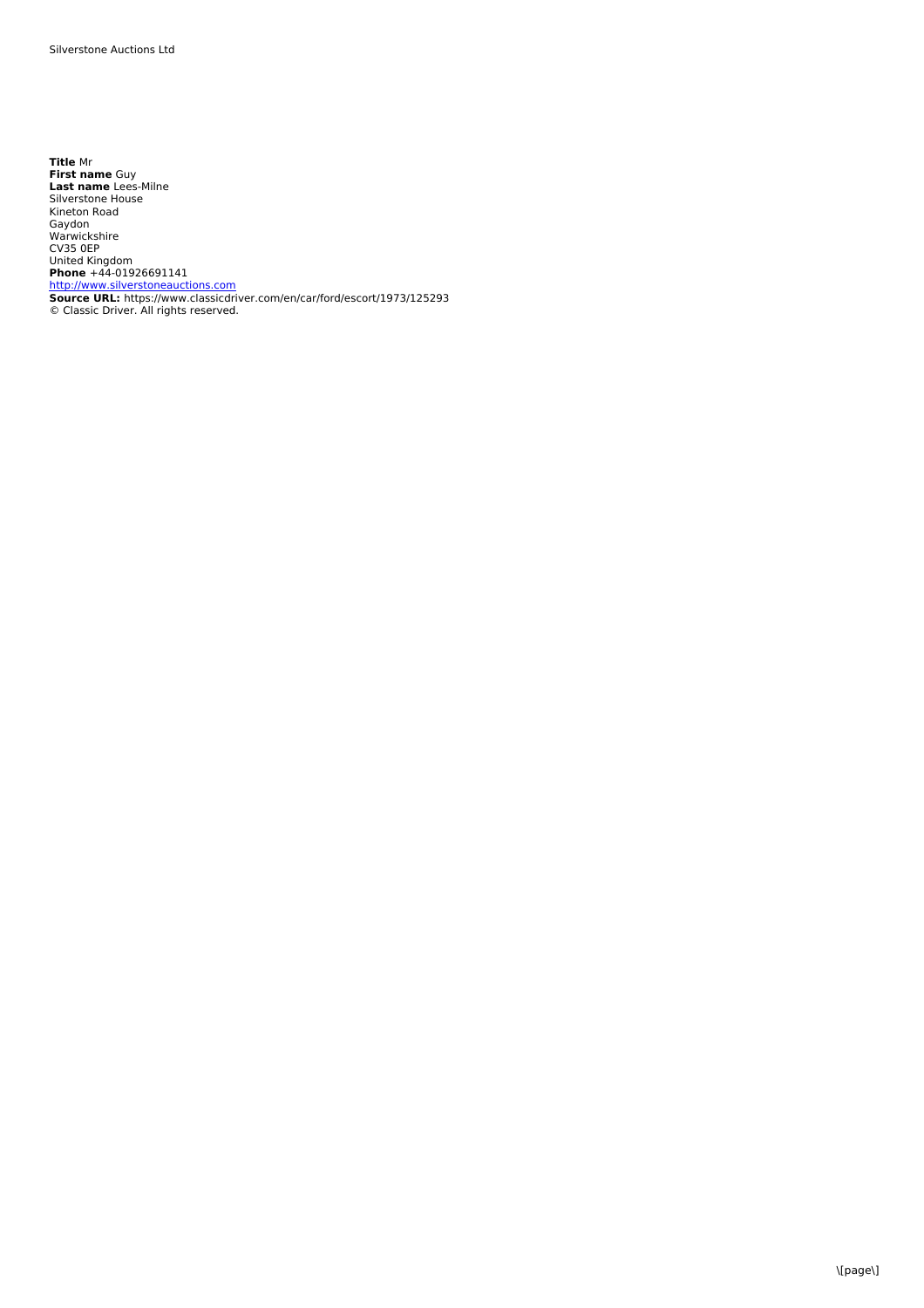Silverstone Auctions Ltd

**Title** Mr
**First name** Guy
**Last name** Lees-Milne
Silverstone House
Kineton Road
Gaydon
Warwickshire
CV35 0EP
United Kingdom
**Phone** +44-01926691141
[http://www.silverstoneauctions.com](http://www.silverstoneauctions.com)
**Source URL:** https://www.classicdriver.com/en/car/ford/escort/1973/125293
© Classic Driver. All rights reserved.